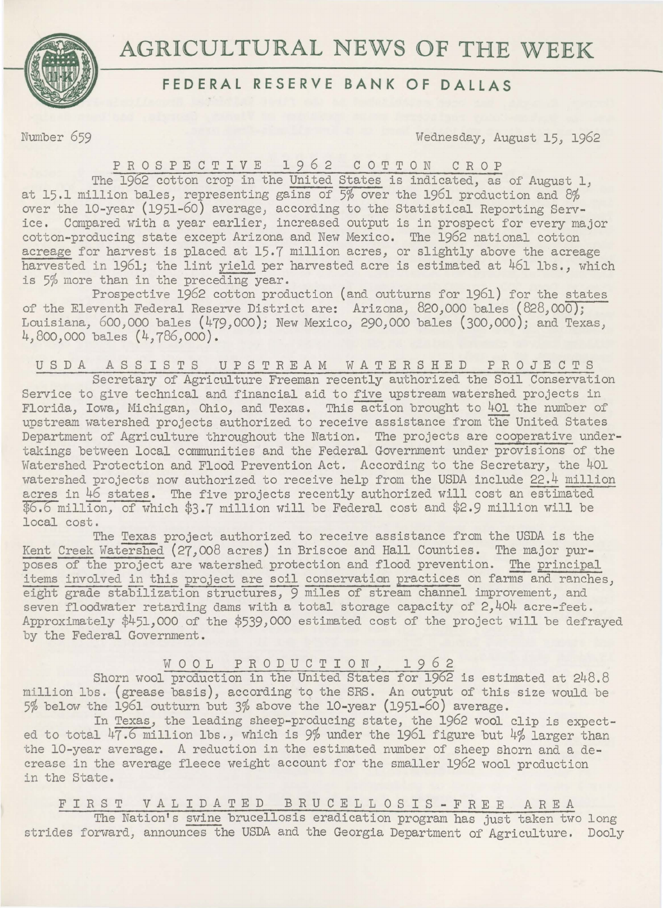# AGRICULTURAL NEWS OF THE WEEK

## FEDERAL RESERVE BANK OF DALLAS

Number 659 Wednesday, August 15, 1962

### PROSPECTIVE 1962 COTTON CROP

The 1962 cotton crop in the United States is indicated, as of August 1, at 15.1 million bales, representing gains of 5% over the 1961 production and 8% over the 10-year (1951-60) average, according to the Statistical Reporting Service. Compared with a year earlier, increased output is in prospect for every major cotton-producing state except Arizona and New Mexico. The 1962 national cotton acreage for harvest is placed at 15.7 million acres, or slightly above the acreage harvested in 1961; the lint yield per harvested acre is estimated at 461 lbs., which is 5% more than in the preceding year.

Prospective 1962 cotton production (and outturns for 1961) for the states of the Eleventh Federal Reserve District are: Arizona, 820,000 bales (828,000); Louisiana, 600,000 bales (479,000); New Mexico, 290,000 bales (300,000); and Texas, 4,800,000 bales (4,786,000).

### USDA ASSISTS UPSTREAM WATERSHED PROJECTS

Secretary of Agriculture Freeman recently authorized the Soil Conservation Service to give technical and financial aid to five upstream watershed projects in Florida, Iowa, Michigan, Ohio, and Texas. This action brought to 401 the number of upstream watershed projects authorized to receive assistance from the United States Department of Agriculture throughout the Nation. The projects are cooperative undertakings between local communities and the Federal Government under provisions of the Watershed Protection and Flood Prevention Act. According to the Secretary, the 401 watershed projects now authorized to receive help from the USDA include 22.4 million acres in 46 states. The five projects recently authorized will cost an estimated $6.6 million, of which $3.7 million will be Federal cost and $2.9 million will be local cost.

The Texas project authorized to receive assistance from the USDA is the Kent Creek Watershed (27,008 acres) in Briscoe and Hall Counties. The major purposes of the project are watershed protection and flood prevention. The principal items involved in this project are soil conservation practices on farms and ranches, eight grade stabilization structures, 9 miles of stream channel improvement, and seven floodwater retarding dams with a total storage capacity of 2,404 acre-feet. Approximately $451,000 of the $539,000 estimated cost of the project will be defrayed by the Federal Government.

### WOOL PRODUCTION, 1962

Shorn wool production in the United States for 1962 is estimated at 248.8 million lbs. (grease basis), according to the SRS. An output of this size would be 5% below the 1961 outturn but 3% above the 10-year (1951-60) average.

In Texas, the leading sheep-producing state, the 1962 wool clip is expected to total 47.6 million lbs., which is 9% under the 1961 figure but 4% larger than the 10-year average. A reduction in the estimated number of sheep shorn and a decrease in the average fleece weight account for the smaller 1962 wool production in the State.

### FIRST VALIDATED BRUCELLOSIS-FREE AREA

The Nation's swine brucellosis eradication program has just taken two long strides forward, announces the USDA and the Georgia Department of Agriculture. Dooly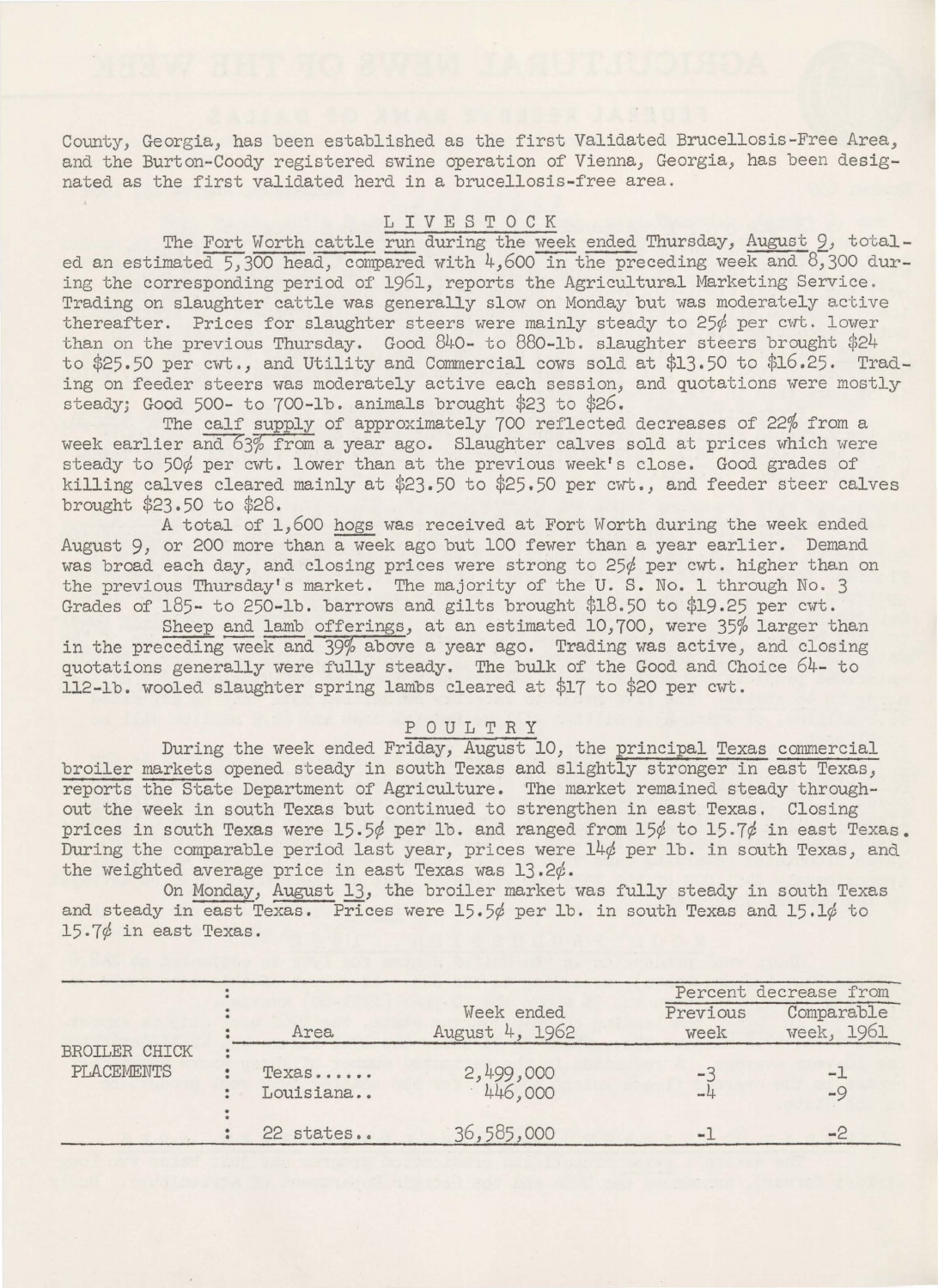County, Georgia, has been established as the first Validated Brucellosis-Free Area, and the Burton-Coody registered swine operation of Vienna, Georgia, has been designated as the first validated herd in a brucellosis-free area.

## LIVESTOCK

The Fort Worth cattle run during the week ended Thursday, August 9, totaled an estimated 5,300 head, compared with 4,600 in the preceding week and 8,300 during the corresponding period of 1961, reports the Agricultural Marketing Service. Trading on slaughter cattle was generally slow on Monday but was moderately active thereafter. Prices for slaughter steers were mainly steady to 25¢ per cwt. lower than on the previous Thursday. Good 840- to 880-lb. slaughter steers brought $24 to $25.50 per cwt., and Utility and Commercial cows sold at $13.50 to $16.25. Trading on feeder steers was moderately active each session, and quotations were mostly steady; Good 500- to 700-lb. animals brought $23 to $26.

The calf supply of approximately 700 reflected decreases of 22% from a week earlier and 63% from a year ago. Slaughter calves sold at prices which were steady to 50¢ per cwt. lower than at the previous week's close. Good grades of killing calves cleared mainly at $23.50 to $25.50 per cwt., and feeder steer calves brought $23.50 to $28.

A total of 1,600 hogs was received at Fort Worth during the week ended August 9, or 200 more than a week ago but 100 fewer than a year earlier. Demand was broad each day, and closing prices were strong to 25¢ per cwt. higher than on the previous Thursday's market. The majority of the U. S. No. 1 through No. 3 Grades of 185- to 250-lb. barrows and gilts brought $18.50 to $19.25 per cwt.

Sheep and lamb offerings, at an estimated 10,700, were 35% larger than in the preceding week and 39% above a year ago. Trading was active, and closing quotations generally were fully steady. The bulk of the Good and Choice 64- to 112-lb. wooled slaughter spring lambs cleared at $17 to $20 per cwt.

## POULTRY

During the week ended Friday, August 10, the principal Texas commercial broiler markets opened steady in south Texas and slightly stronger in east Texas, reports the State Department of Agriculture. The market remained steady throughout the week in south Texas but continued to strengthen in east Texas. Closing prices in south Texas were 15.5¢ per lb. and ranged from 15¢ to 15.7¢ in east Texas. During the comparable period last year, prices were 14¢ per lb. in south Texas, and the weighted average price in east Texas was 13.2¢.

On Monday, August 13, the broiler market was fully steady in south Texas and steady in east Texas. Prices were 15.5¢ per lb. in south Texas and 15.1¢ to 15.7¢ in east Texas.

| | | | Percent decrease from | |
|---|---|---|---|---|
| | Area | Week ended August 4, 1962 | Previous week | Comparable week, 1961 |
| BROILER CHICK PLACEMENTS | Texas...... | 2,499,000 | -3 | -1 |
| | Louisiana.. | 446,000 | -4 | -9 |
| | 22 states.. | 36,585,000 | -1 | -2 |